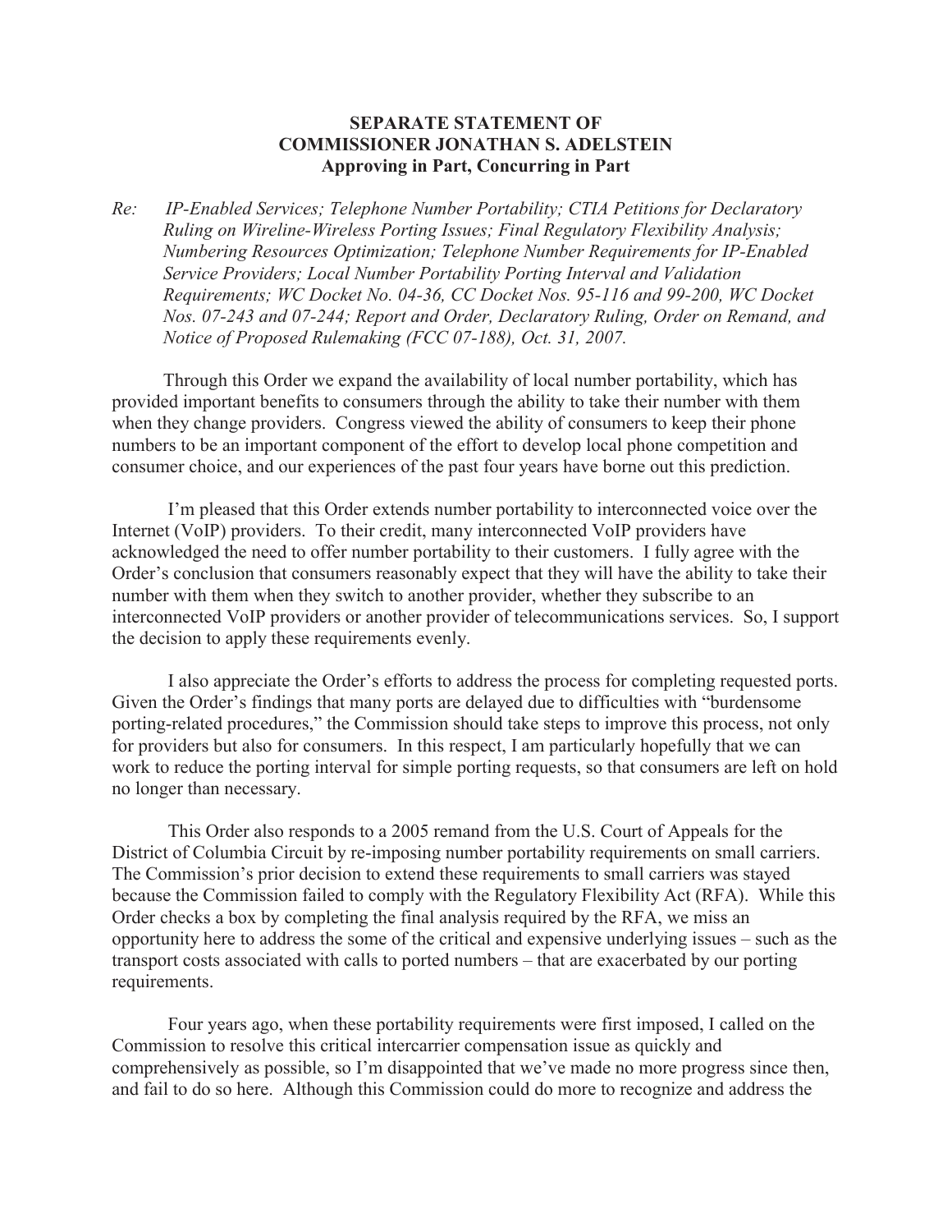**SEPARATE STATEMENT OF**
**COMMISSIONER JONATHAN S. ADELSTEIN**
**Approving in Part, Concurring in Part**

*Re: IP-Enabled Services; Telephone Number Portability; CTIA Petitions for Declaratory Ruling on Wireline-Wireless Porting Issues; Final Regulatory Flexibility Analysis; Numbering Resources Optimization; Telephone Number Requirements for IP-Enabled Service Providers; Local Number Portability Porting Interval and Validation Requirements; WC Docket No. 04-36, CC Docket Nos. 95-116 and 99-200, WC Docket Nos. 07-243 and 07-244; Report and Order, Declaratory Ruling, Order on Remand, and Notice of Proposed Rulemaking (FCC 07-188), Oct. 31, 2007.*

Through this Order we expand the availability of local number portability, which has provided important benefits to consumers through the ability to take their number with them when they change providers. Congress viewed the ability of consumers to keep their phone numbers to be an important component of the effort to develop local phone competition and consumer choice, and our experiences of the past four years have borne out this prediction.

I'm pleased that this Order extends number portability to interconnected voice over the Internet (VoIP) providers. To their credit, many interconnected VoIP providers have acknowledged the need to offer number portability to their customers. I fully agree with the Order's conclusion that consumers reasonably expect that they will have the ability to take their number with them when they switch to another provider, whether they subscribe to an interconnected VoIP providers or another provider of telecommunications services. So, I support the decision to apply these requirements evenly.

I also appreciate the Order's efforts to address the process for completing requested ports. Given the Order's findings that many ports are delayed due to difficulties with "burdensome porting-related procedures," the Commission should take steps to improve this process, not only for providers but also for consumers. In this respect, I am particularly hopefully that we can work to reduce the porting interval for simple porting requests, so that consumers are left on hold no longer than necessary.

This Order also responds to a 2005 remand from the U.S. Court of Appeals for the District of Columbia Circuit by re-imposing number portability requirements on small carriers. The Commission's prior decision to extend these requirements to small carriers was stayed because the Commission failed to comply with the Regulatory Flexibility Act (RFA). While this Order checks a box by completing the final analysis required by the RFA, we miss an opportunity here to address the some of the critical and expensive underlying issues – such as the transport costs associated with calls to ported numbers – that are exacerbated by our porting requirements.

Four years ago, when these portability requirements were first imposed, I called on the Commission to resolve this critical intercarrier compensation issue as quickly and comprehensively as possible, so I'm disappointed that we've made no more progress since then, and fail to do so here. Although this Commission could do more to recognize and address the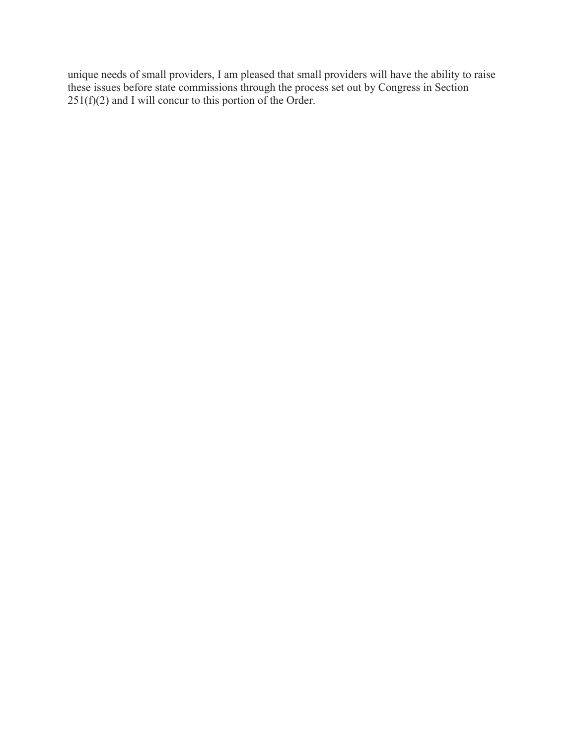unique needs of small providers, I am pleased that small providers will have the ability to raise these issues before state commissions through the process set out by Congress in Section 251(f)(2) and I will concur to this portion of the Order.